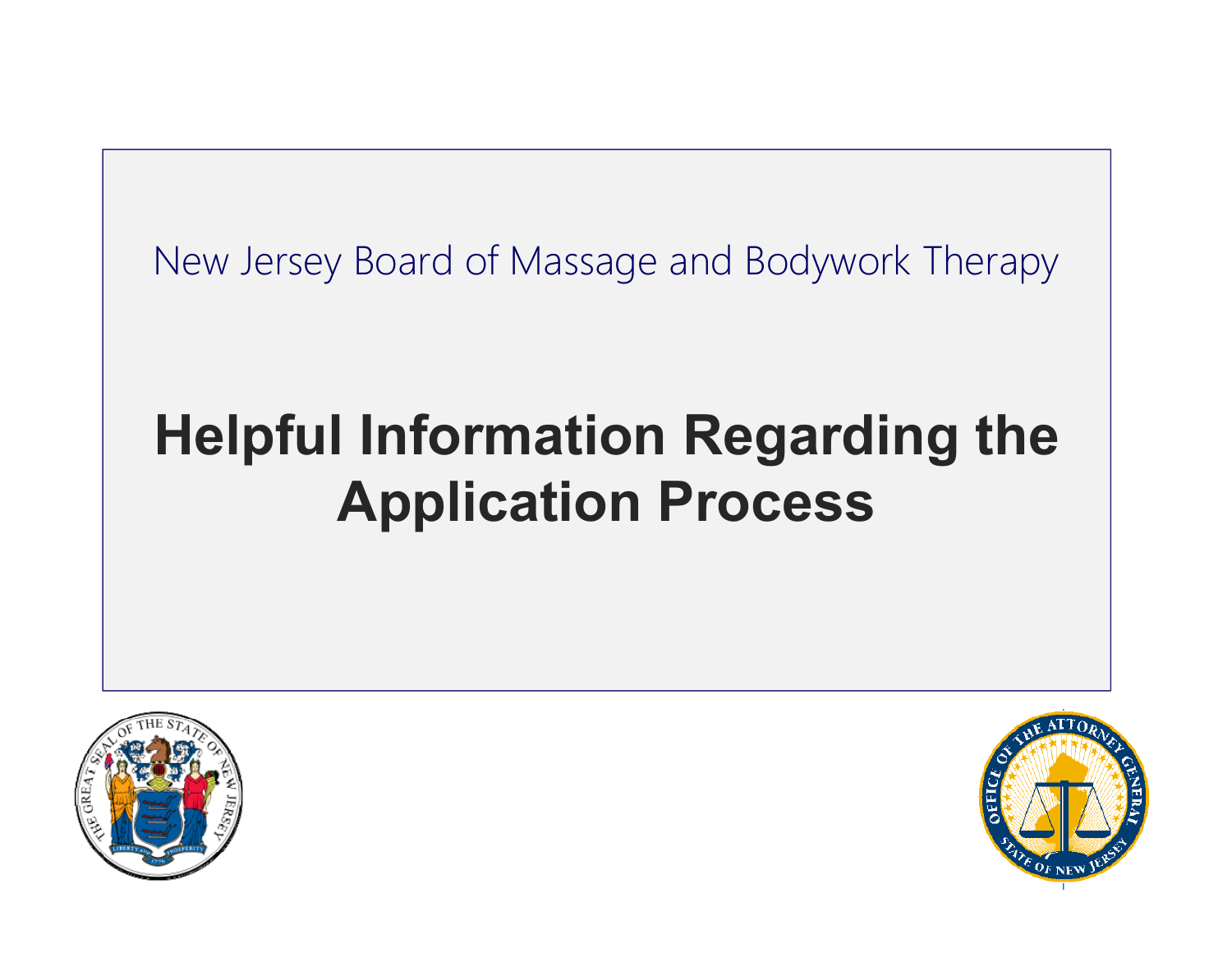New Jersey Board of Massage and Bodywork Therapy

# Helpful Information Regarding the Application Process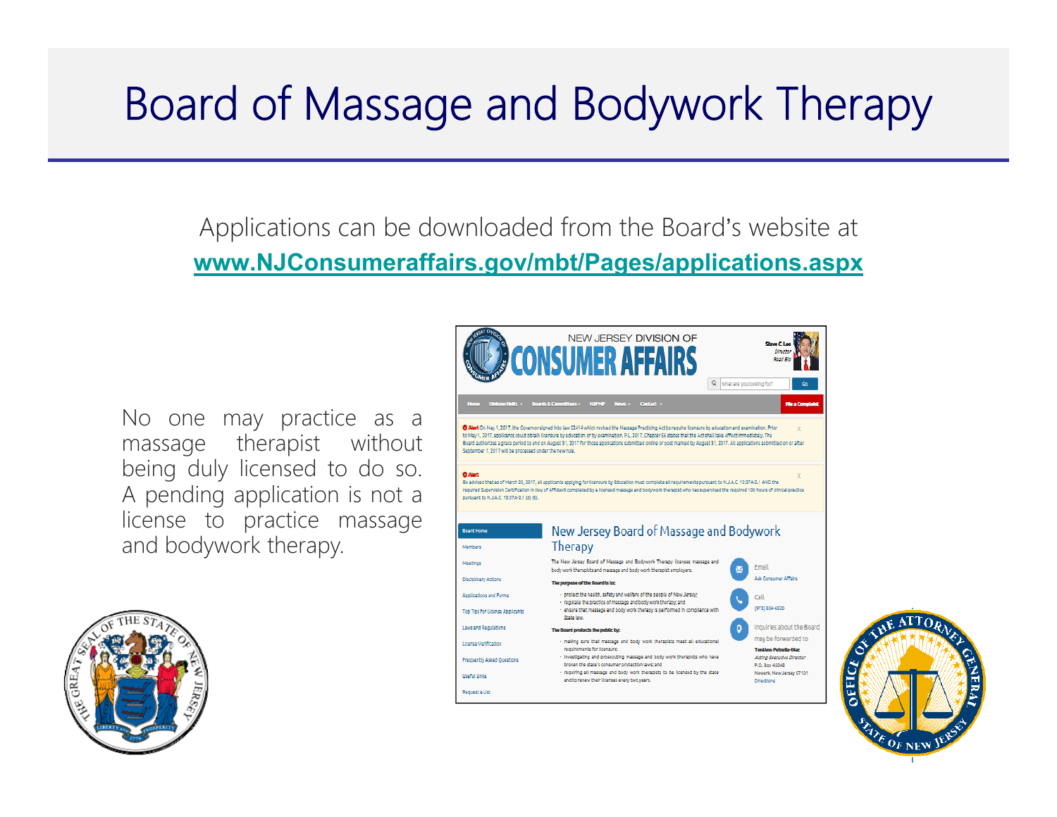# Board of Massage and Bodywork Therapy

Applications can be downloaded from the Board's website at
**www.NJConsumeraffairs.gov/mbt/Pages/applications.aspx**

No one may practice as a massage therapist without being duly licensed to do so. A pending application is not a license to practice massage and bodywork therapy.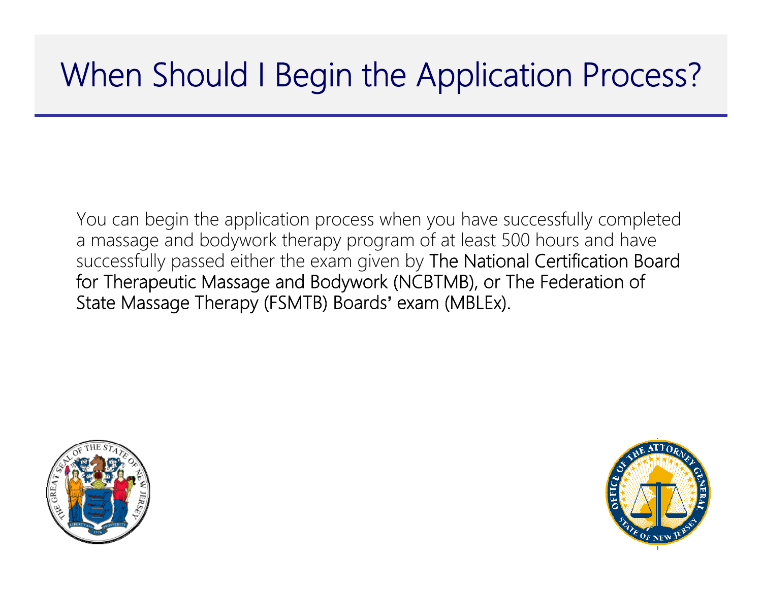# When Should I Begin the Application Process?

You can begin the application process when you have successfully completed a massage and bodywork therapy program of at least 500 hours and have successfully passed either the exam given by The National Certification Board for Therapeutic Massage and Bodywork (NCBTMB), or The Federation of State Massage Therapy (FSMTB) Boards' exam (MBLEx).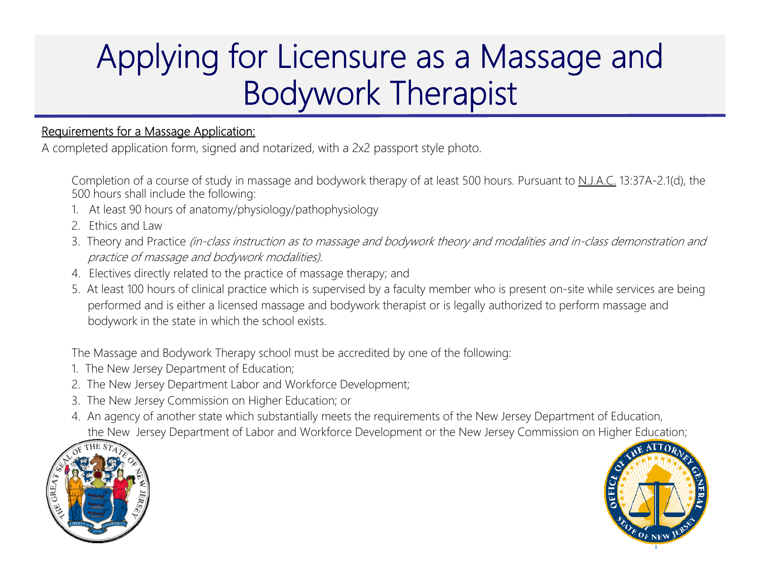# Applying for Licensure as a Massage and Bodywork Therapist

<u>Requirements for a Massage Application:</u>

A completed application form, signed and notarized, with a 2x2 passport style photo.

Completion of a course of study in massage and bodywork therapy of at least 500 hours. Pursuant to <u>N.J.A.C.</u> 13:37A-2.1(d), the 500 hours shall include the following:

1. At least 90 hours of anatomy/physiology/pathophysiology
2. Ethics and Law
3. Theory and Practice *(in-class instruction as to massage and bodywork theory and modalities and in-class demonstration and practice of massage and bodywork modalities)*.
4. Electives directly related to the practice of massage therapy; and
5. At least 100 hours of clinical practice which is supervised by a faculty member who is present on-site while services are being performed and is either a licensed massage and bodywork therapist or is legally authorized to perform massage and bodywork in the state in which the school exists.

The Massage and Bodywork Therapy school must be accredited by one of the following:

1. The New Jersey Department of Education;
2. The New Jersey Department Labor and Workforce Development;
3. The New Jersey Commission on Higher Education; or
4. An agency of another state which substantially meets the requirements of the New Jersey Department of Education, the New Jersey Department of Labor and Workforce Development or the New Jersey Commission on Higher Education;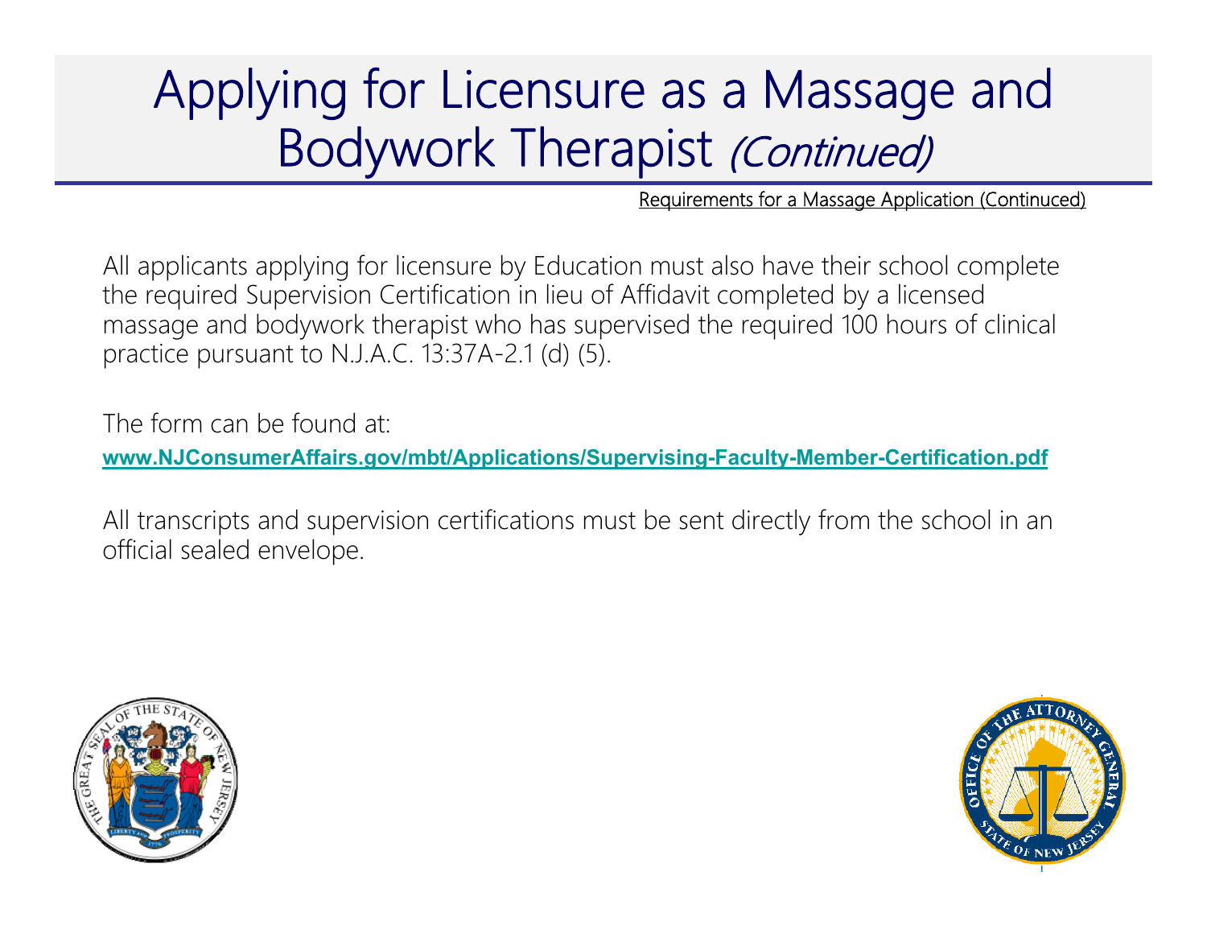# Applying for Licensure as a Massage and Bodywork Therapist *(Continued)*

Requirements for a Massage Application (Continued)

All applicants applying for licensure by Education must also have their school complete the required Supervision Certification in lieu of Affidavit completed by a licensed massage and bodywork therapist who has supervised the required 100 hours of clinical practice pursuant to N.J.A.C. 13:37A-2.1 (d) (5).

The form can be found at:

**www.NJConsumerAffairs.gov/mbt/Applications/Supervising-Faculty-Member-Certification.pdf**

All transcripts and supervision certifications must be sent directly from the school in an official sealed envelope.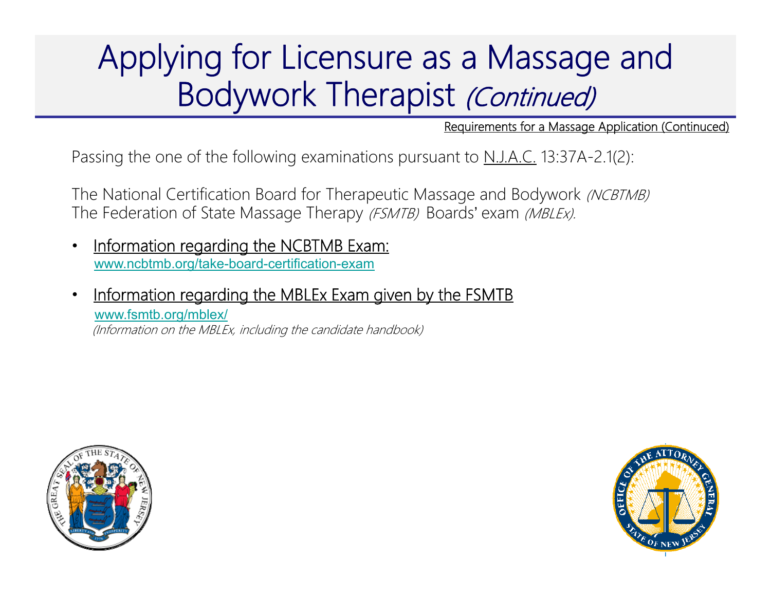# Applying for Licensure as a Massage and Bodywork Therapist *(Continued)*

Requirements for a Massage Application (Continued)

Passing the one of the following examinations pursuant to N.J.A.C. 13:37A-2.1(2):

The National Certification Board for Therapeutic Massage and Bodywork *(NCBTMB)*
The Federation of State Massage Therapy *(FSMTB)* Boards' exam *(MBLEx).*

- Information regarding the NCBTMB Exam:
  www.ncbtmb.org/take-board-certification-exam
- Information regarding the MBLEx Exam given by the FSMTB
  www.fsmtb.org/mblex/
  *(Information on the MBLEx, including the candidate handbook)*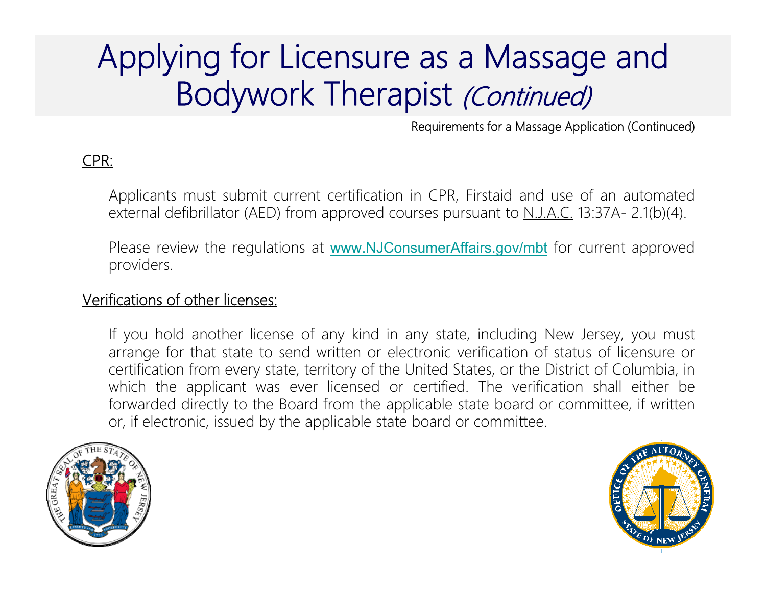# Applying for Licensure as a Massage and Bodywork Therapist *(Continued)*

Requirements for a Massage Application (Continuced)

## CPR:

Applicants must submit current certification in CPR, Firstaid and use of an automated external defibrillator (AED) from approved courses pursuant to N.J.A.C. 13:37A- 2.1(b)(4).

Please review the regulations at www.NJConsumerAffairs.gov/mbt for current approved providers.

## Verifications of other licenses:

If you hold another license of any kind in any state, including New Jersey, you must arrange for that state to send written or electronic verification of status of licensure or certification from every state, territory of the United States, or the District of Columbia, in which the applicant was ever licensed or certified. The verification shall either be forwarded directly to the Board from the applicable state board or committee, if written or, if electronic, issued by the applicable state board or committee.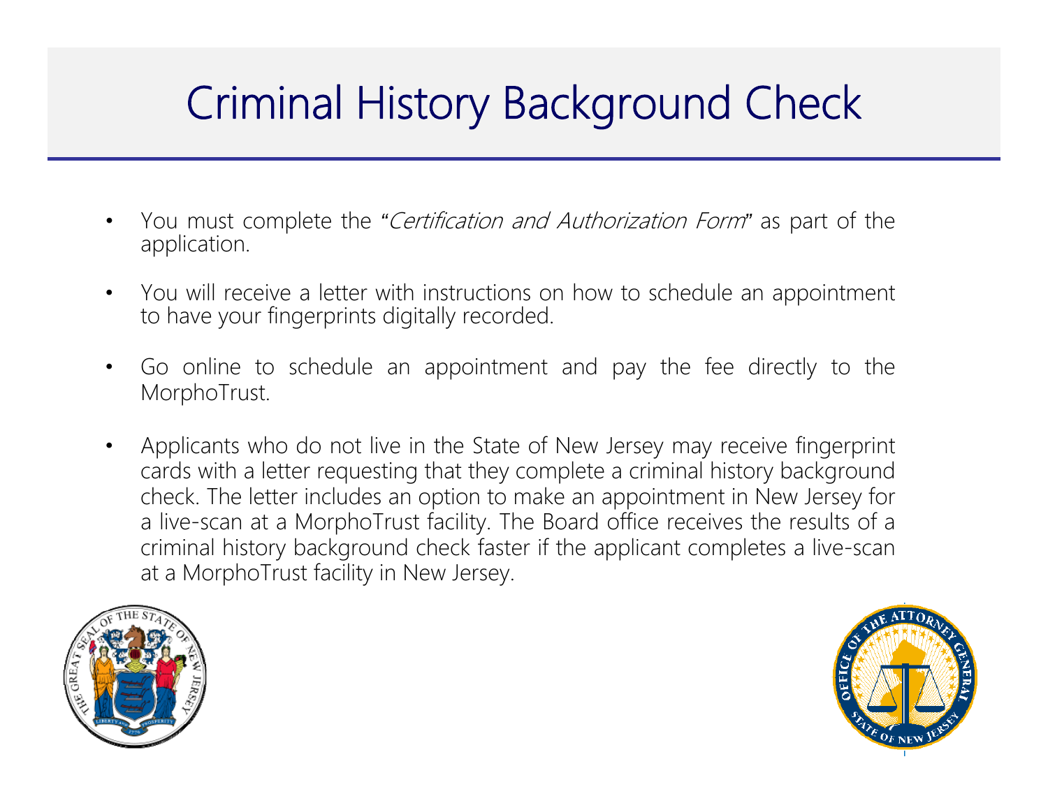# Criminal History Background Check

- You must complete the "*Certification and Authorization Form*" as part of the application.
- You will receive a letter with instructions on how to schedule an appointment to have your fingerprints digitally recorded.
- Go online to schedule an appointment and pay the fee directly to the MorphoTrust.
- Applicants who do not live in the State of New Jersey may receive fingerprint cards with a letter requesting that they complete a criminal history background check. The letter includes an option to make an appointment in New Jersey for a live-scan at a MorphoTrust facility. The Board office receives the results of a criminal history background check faster if the applicant completes a live-scan at a MorphoTrust facility in New Jersey.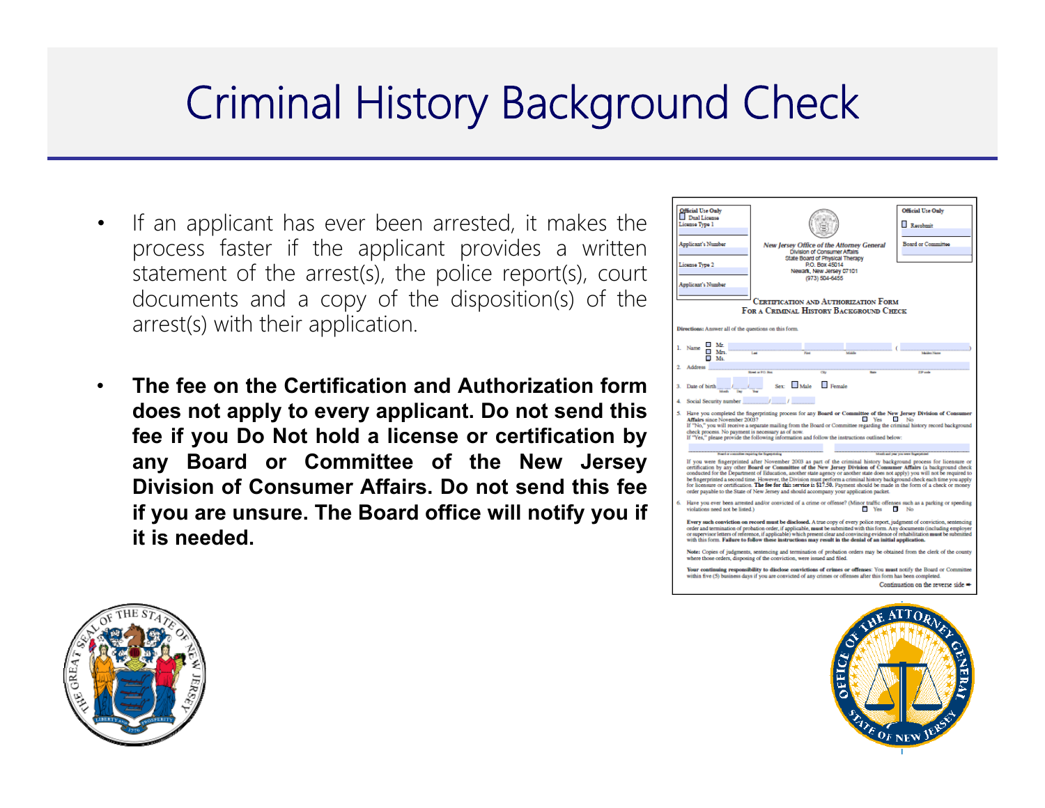# Criminal History Background Check

- If an applicant has ever been arrested, it makes the process faster if the applicant provides a written statement of the arrest(s), the police report(s), court documents and a copy of the disposition(s) of the arrest(s) with their application.
- **The fee on the Certification and Authorization form does not apply to every applicant. Do not send this fee if you Do Not hold a license or certification by any Board or Committee of the New Jersey Division of Consumer Affairs. Do not send this fee if you are unsure. The Board office will notify you if it is needed.**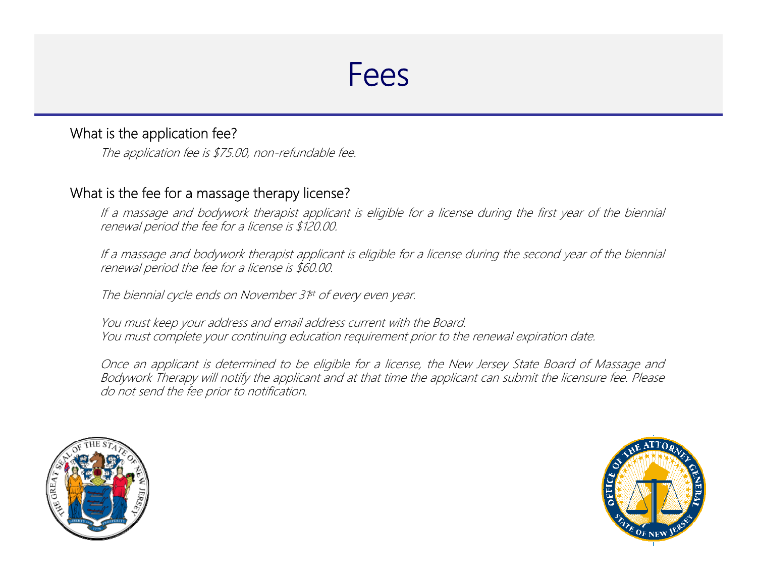# Fees

## What is the application fee?

*The application fee is $75.00, non-refundable fee.*

## What is the fee for a massage therapy license?

*If a massage and bodywork therapist applicant is eligible for a license during the first year of the biennial renewal period the fee for a license is $120.00.*

*If a massage and bodywork therapist applicant is eligible for a license during the second year of the biennial renewal period the fee for a license is $60.00.*

*The biennial cycle ends on November 31st of every even year.*

*You must keep your address and email address current with the Board.*
*You must complete your continuing education requirement prior to the renewal expiration date.*

*Once an applicant is determined to be eligible for a license, the New Jersey State Board of Massage and Bodywork Therapy will notify the applicant and at that time the applicant can submit the licensure fee. Please do not send the fee prior to notification.*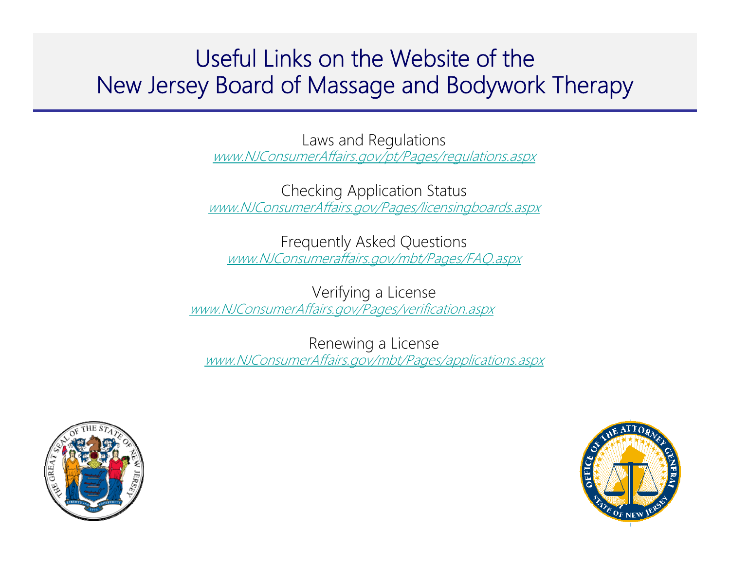# Useful Links on the Website of the New Jersey Board of Massage and Bodywork Therapy

Laws and Regulations
*www.NJConsumerAffairs.gov/pt/Pages/regulations.aspx*

Checking Application Status
*www.NJConsumerAffairs.gov/Pages/licensingboards.aspx*

Frequently Asked Questions
*www.NJConsumeraffairs.gov/mbt/Pages/FAQ.aspx*

Verifying a License
*www.NJConsumerAffairs.gov/Pages/verification.aspx*

Renewing a License
*www.NJConsumerAffairs.gov/mbt/Pages/applications.aspx*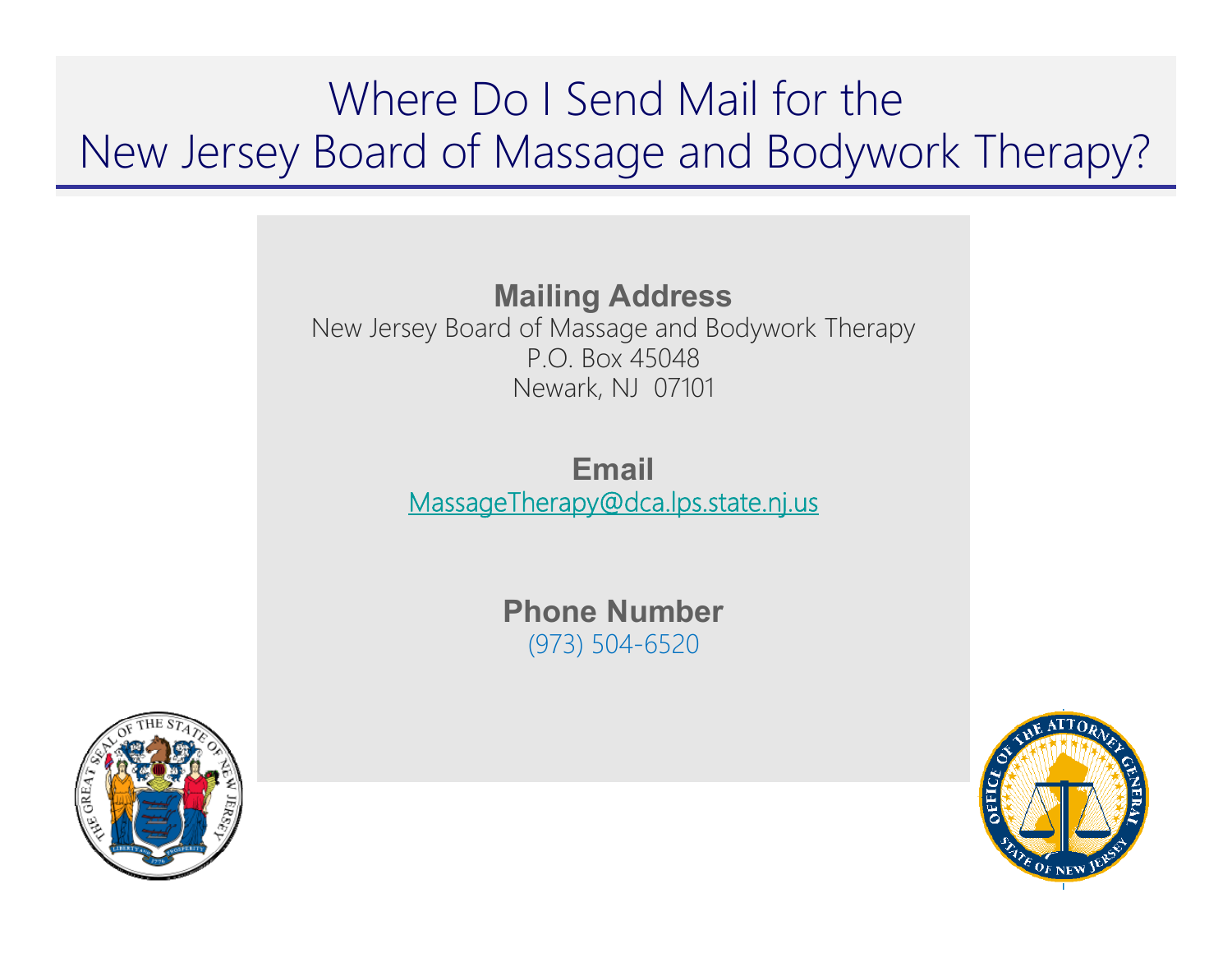# Where Do I Send Mail for the New Jersey Board of Massage and Bodywork Therapy?

**Mailing Address**

New Jersey Board of Massage and Bodywork Therapy
P.O. Box 45048
Newark, NJ 07101

**Email**

MassageTherapy@dca.lps.state.nj.us

**Phone Number**

(973) 504-6520